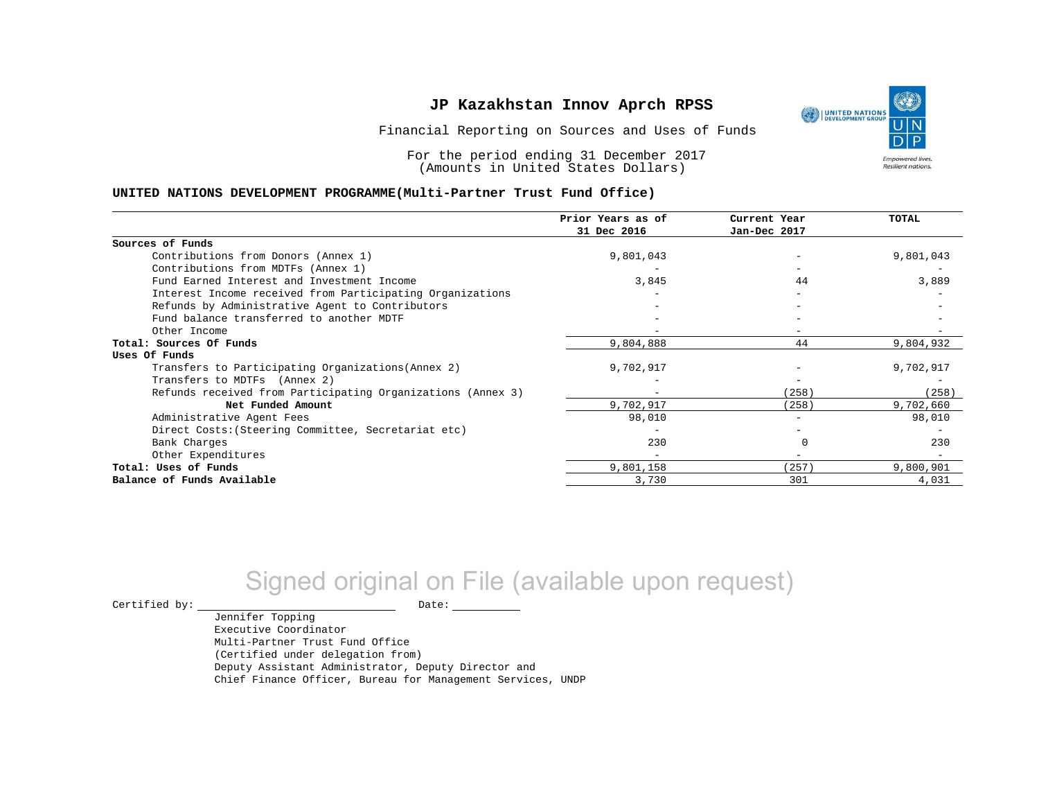# JP Kazakhstan Innov Aprch RPSS

Financial Reporting on Sources and Uses of Funds

For the period ending 31 December 2017
(Amounts in United States Dollars)

**UNITED NATIONS DEVELOPMENT PROGRAMME(Multi-Partner Trust Fund Office)**

| | Prior Years as of 31 Dec 2016 | Current Year Jan-Dec 2017 | TOTAL |
|---|---|---|---|
| **Sources of Funds** | | | |
| Contributions from Donors (Annex 1) | 9,801,043 | - | 9,801,043 |
| Contributions from MDTFs (Annex 1) | - | - | - |
| Fund Earned Interest and Investment Income | 3,845 | 44 | 3,889 |
| Interest Income received from Participating Organizations | - | - | - |
| Refunds by Administrative Agent to Contributors | - | - | - |
| Fund balance transferred to another MDTF | - | - | - |
| Other Income | - | - | - |
| **Total: Sources Of Funds** | 9,804,888 | 44 | 9,804,932 |
| **Uses Of Funds** | | | |
| Transfers to Participating Organizations(Annex 2) | 9,702,917 | - | 9,702,917 |
| Transfers to MDTFs (Annex 2) | - | - | - |
| Refunds received from Participating Organizations (Annex 3) | - | (258) | (258) |
| **Net Funded Amount** | 9,702,917 | (258) | 9,702,660 |
| Administrative Agent Fees | 98,010 | - | 98,010 |
| Direct Costs:(Steering Committee, Secretariat etc) | - | - | - |
| Bank Charges | 230 | 0 | 230 |
| Other Expenditures | - | - | - |
| **Total: Uses of Funds** | 9,801,158 | (257) | 9,800,901 |
| **Balance of Funds Available** | 3,730 | 301 | 4,031 |

Signed original on File (available upon request)

Certified by: \_\_\_\_\_\_\_\_\_\_\_\_\_\_\_\_\_\_\_\_\_\_\_\_ Date: \_\_\_\_\_\_\_\_\_\_

Jennifer Topping
Executive Coordinator
Multi-Partner Trust Fund Office
(Certified under delegation from)
Deputy Assistant Administrator, Deputy Director and
Chief Finance Officer, Bureau for Management Services, UNDP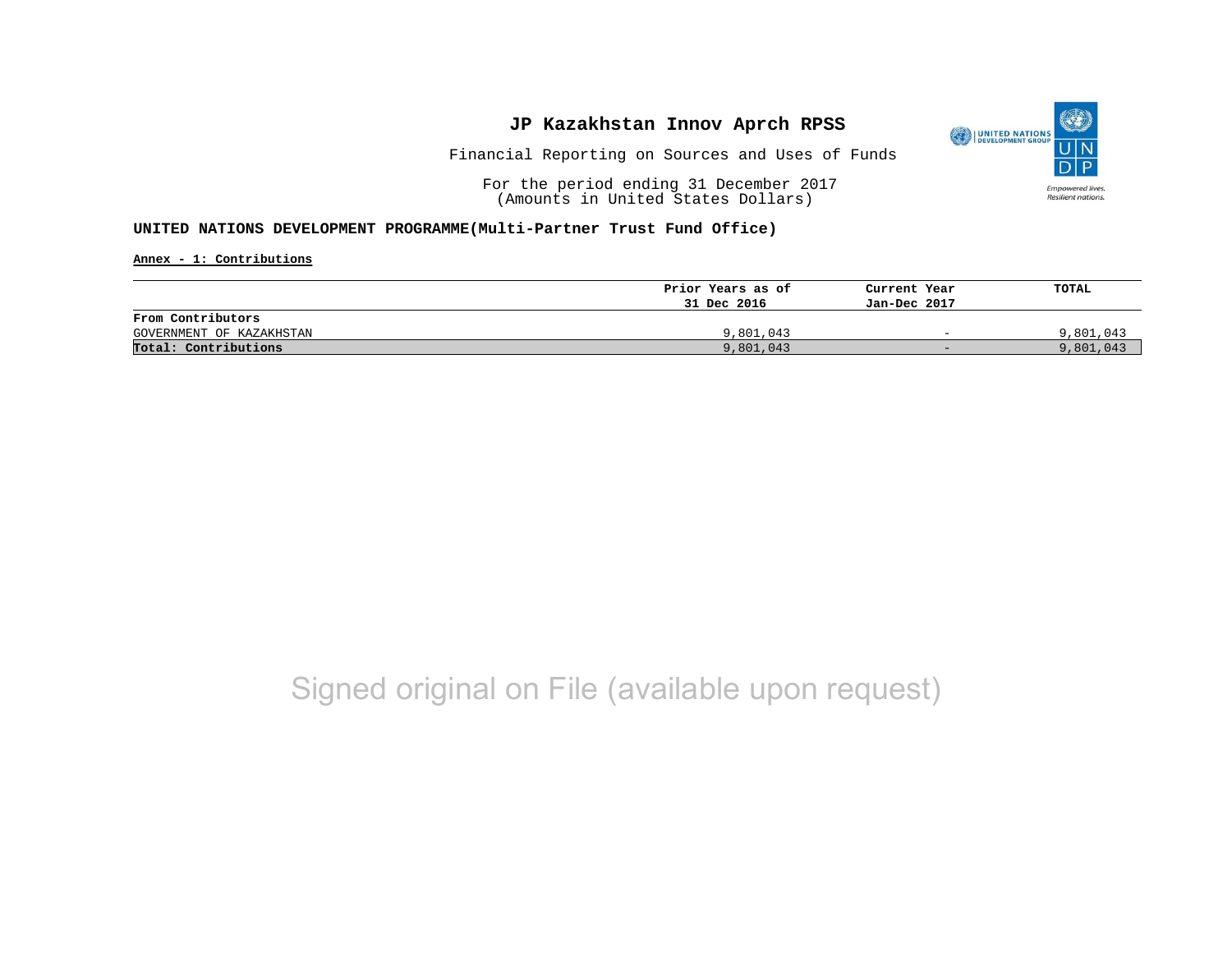# JP Kazakhstan Innov Aprch RPSS

Financial Reporting on Sources and Uses of Funds

For the period ending 31 December 2017
(Amounts in United States Dollars)

**UNITED NATIONS DEVELOPMENT PROGRAMME(Multi-Partner Trust Fund Office)**

**Annex - 1: Contributions**

| | Prior Years as of 31 Dec 2016 | Current Year Jan-Dec 2017 | TOTAL |
|---|---|---|---|
| **From Contributors** | | | |
| GOVERNMENT OF KAZAKHSTAN | 9,801,043 | - | 9,801,043 |
| **Total: Contributions** | 9,801,043 | - | 9,801,043 |

Signed original on File (available upon request)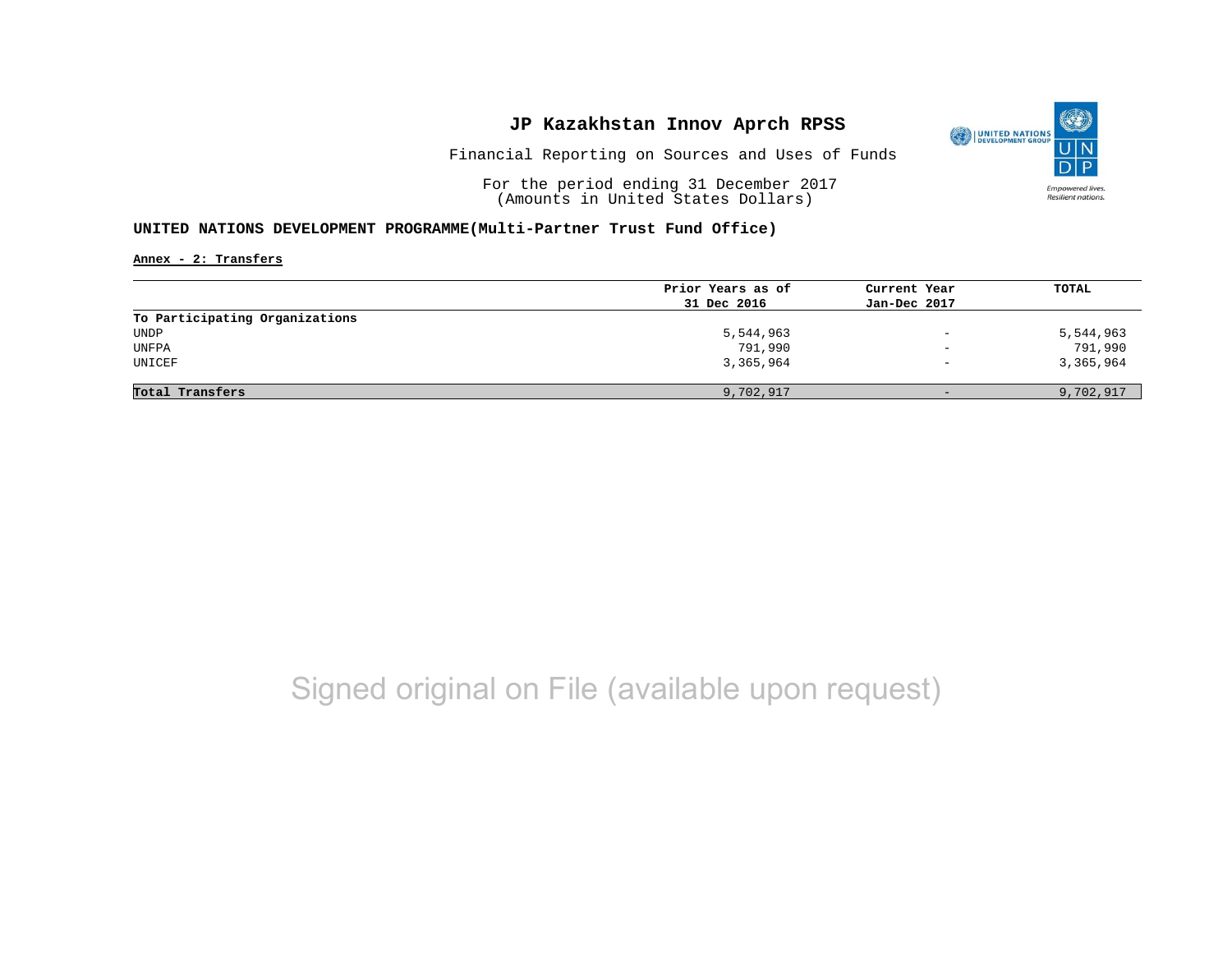# JP Kazakhstan Innov Aprch RPSS

Financial Reporting on Sources and Uses of Funds

For the period ending 31 December 2017
(Amounts in United States Dollars)

## UNITED NATIONS DEVELOPMENT PROGRAMME(Multi-Partner Trust Fund Office)

**Annex - 2: Transfers**

| | Prior Years as of 31 Dec 2016 | Current Year Jan-Dec 2017 | TOTAL |
|---|---|---|---|
| **To Participating Organizations** | | | |
| UNDP | 5,544,963 | - | 5,544,963 |
| UNFPA | 791,990 | - | 791,990 |
| UNICEF | 3,365,964 | - | 3,365,964 |
| **Total Transfers** | 9,702,917 | - | 9,702,917 |

Signed original on File (available upon request)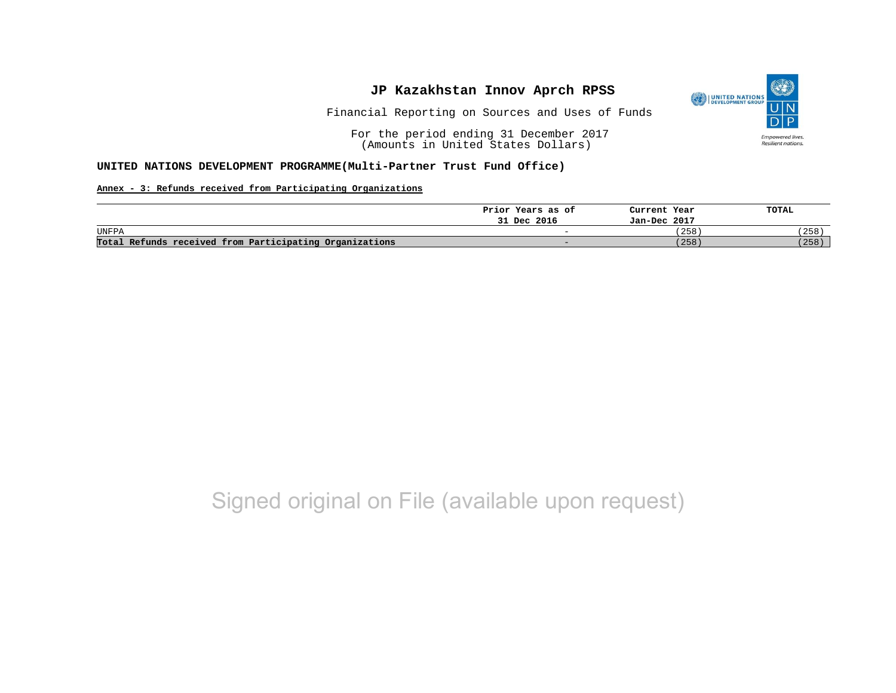# JP Kazakhstan Innov Aprch RPSS

Financial Reporting on Sources and Uses of Funds

For the period ending 31 December 2017
(Amounts in United States Dollars)

**UNITED NATIONS DEVELOPMENT PROGRAMME(Multi-Partner Trust Fund Office)**

**Annex - 3: Refunds received from Participating Organizations**

| | Prior Years as of 31 Dec 2016 | Current Year Jan-Dec 2017 | TOTAL |
|---|---|---|---|
| UNFPA | - | (258) | (258) |
| **Total Refunds received from Participating Organizations** | - | (258) | (258) |

Signed original on File (available upon request)